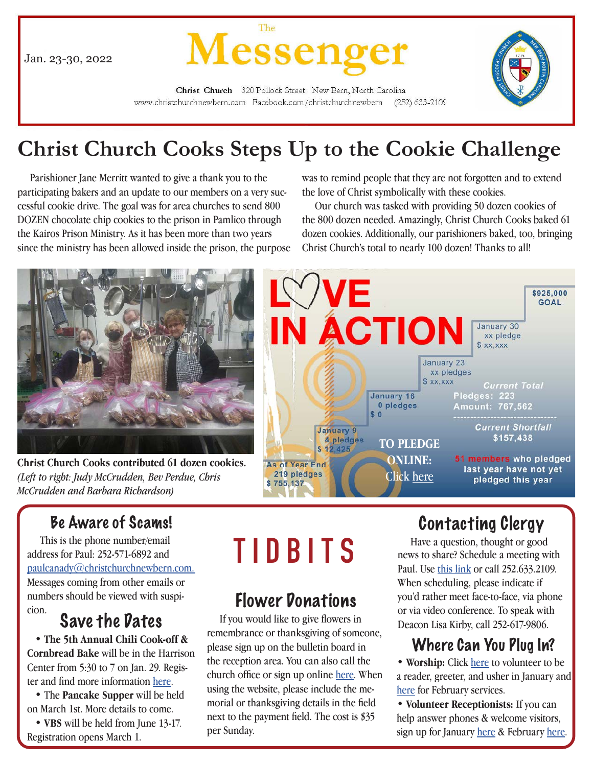Jan. 23-30, 2022

# The Messenger

**Christ Church** 320 Pollock Street New Bern, North Carolina
www.christchurchnewbern.com Facebook.com/christchurchnewbern (252) 633-2109

## Christ Church Cooks Steps Up to the Cookie Challenge

Parishioner Jane Merritt wanted to give a thank you to the participating bakers and an update to our members on a very successful cookie drive. The goal was for area churches to send 800 DOZEN chocolate chip cookies to the prison in Pamlico through the Kairos Prison Ministry. As it has been more than two years since the ministry has been allowed inside the prison, the purpose was to remind people that they are not forgotten and to extend the love of Christ symbolically with these cookies.

Our church was tasked with providing 50 dozen cookies of the 800 dozen needed. Amazingly, Christ Church Cooks baked 61 dozen cookies. Additionally, our parishioners baked, too, bringing Christ Church's total to nearly 100 dozen! Thanks to all!

**Christ Church Cooks contributed 61 dozen cookies.** *(Left to right: Judy McCrudden, Bev Perdue, Chris McCrudden and Barbara Richardson)*

## LOVE IN ACTION

- As of Year End: 219 pledges, $ 755,137
- January 9: 4 pledges, $ 12,425
- January 16: 0 pledges, $ 0
- January 23: xx pledges, $ xx,xxx
- January 30: xx pledge, $ xx,xxx
- $925,000 GOAL

*Current Total*
Pledges: 223
Amount: 767,562

*Current Shortfall*
$157,438

51 members who pledged last year have not yet pledged this year

**TO PLEDGE ONLINE:** Click here

# TIDBITS

### Be Aware of Scams!

This is the phone number/email address for Paul: 252-571-6892 and paulcanady@christchurchnewbern.com. Messages coming from other emails or numbers should be viewed with suspicion.

### Save the Dates

- **The 5th Annual Chili Cook-off & Cornbread Bake** will be in the Harrison Center from 5:30 to 7 on Jan. 29. Register and find more information here.
- The **Pancake Supper** will be held on March 1st. More details to come.
- **VBS** will be held from June 13-17. Registration opens March 1.

### Flower Donations

If you would like to give flowers in remembrance or thanksgiving of someone, please sign up on the bulletin board in the reception area. You can also call the church office or sign up online here. When using the website, please include the memorial or thanksgiving details in the field next to the payment field. The cost is $35 per Sunday.

### Contacting Clergy

Have a question, thought or good news to share? Schedule a meeting with Paul. Use this link or call 252.633.2109. When scheduling, please indicate if you'd rather meet face-to-face, via phone or via video conference. To speak with Deacon Lisa Kirby, call 252-617-9806.

### Where Can You Plug In?

- **Worship:** Click here to volunteer to be a reader, greeter, and usher in January and here for February services.
- **Volunteer Receptionists:** If you can help answer phones & welcome visitors, sign up for January here & February here.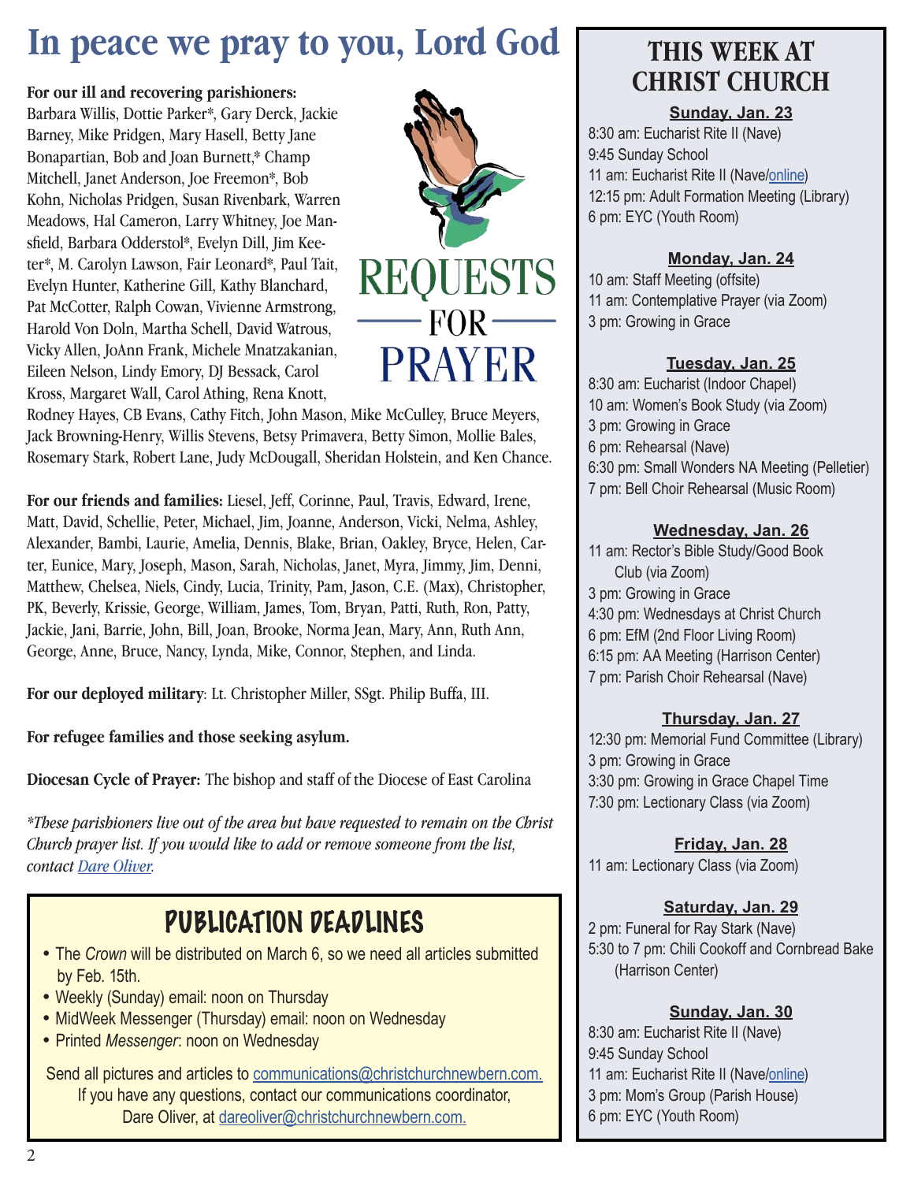# In peace we pray to you, Lord God

REQUESTS FOR PRAYER

**For our ill and recovering parishioners:** Barbara Willis, Dottie Parker*, Gary Derck, Jackie Barney, Mike Pridgen, Mary Hasell, Betty Jane Bonapartian, Bob and Joan Burnett,* Champ Mitchell, Janet Anderson, Joe Freemon*, Bob Kohn, Nicholas Pridgen, Susan Rivenbark, Warren Meadows, Hal Cameron, Larry Whitney, Joe Mansfield, Barbara Odderstol*, Evelyn Dill, Jim Keeter*, M. Carolyn Lawson, Fair Leonard*, Paul Tait, Evelyn Hunter, Katherine Gill, Kathy Blanchard, Pat McCotter, Ralph Cowan, Vivienne Armstrong, Harold Von Doln, Martha Schell, David Watrous, Vicky Allen, JoAnn Frank, Michele Mnatzakanian, Eileen Nelson, Lindy Emory, DJ Bessack, Carol Kross, Margaret Wall, Carol Athing, Rena Knott, Rodney Hayes, CB Evans, Cathy Fitch, John Mason, Mike McCulley, Bruce Meyers, Jack Browning-Henry, Willis Stevens, Betsy Primavera, Betty Simon, Mollie Bales, Rosemary Stark, Robert Lane, Judy McDougall, Sheridan Holstein, and Ken Chance.

**For our friends and families:** Liesel, Jeff, Corinne, Paul, Travis, Edward, Irene, Matt, David, Schellie, Peter, Michael, Jim, Joanne, Anderson, Vicki, Nelma, Ashley, Alexander, Bambi, Laurie, Amelia, Dennis, Blake, Brian, Oakley, Bryce, Helen, Carter, Eunice, Mary, Joseph, Mason, Sarah, Nicholas, Janet, Myra, Jimmy, Jim, Denni, Matthew, Chelsea, Niels, Cindy, Lucia, Trinity, Pam, Jason, C.E. (Max), Christopher, PK, Beverly, Krissie, George, William, James, Tom, Bryan, Patti, Ruth, Ron, Patty, Jackie, Jani, Barrie, John, Bill, Joan, Brooke, Norma Jean, Mary, Ann, Ruth Ann, George, Anne, Bruce, Nancy, Lynda, Mike, Connor, Stephen, and Linda.

**For our deployed military**: Lt. Christopher Miller, SSgt. Philip Buffa, III.

**For refugee families and those seeking asylum.**

**Diocesan Cycle of Prayer:** The bishop and staff of the Diocese of East Carolina

*\*These parishioners live out of the area but have requested to remain on the Christ Church prayer list. If you would like to add or remove someone from the list, contact Dare Oliver.*

## PUBLICATION DEADLINES

- The *Crown* will be distributed on March 6, so we need all articles submitted by Feb. 15th.
- Weekly (Sunday) email: noon on Thursday
- MidWeek Messenger (Thursday) email: noon on Wednesday
- Printed *Messenger*: noon on Wednesday

Send all pictures and articles to communications@christchurchnewbern.com. If you have any questions, contact our communications coordinator, Dare Oliver, at dareoliver@christchurchnewbern.com.

## THIS WEEK AT CHRIST CHURCH

**Sunday, Jan. 23**
8:30 am: Eucharist Rite II (Nave)
9:45 Sunday School
11 am: Eucharist Rite II (Nave/online)
12:15 pm: Adult Formation Meeting (Library)
6 pm: EYC (Youth Room)

**Monday, Jan. 24**
10 am: Staff Meeting (offsite)
11 am: Contemplative Prayer (via Zoom)
3 pm: Growing in Grace

**Tuesday, Jan. 25**
8:30 am: Eucharist (Indoor Chapel)
10 am: Women's Book Study (via Zoom)
3 pm: Growing in Grace
6 pm: Rehearsal (Nave)
6:30 pm: Small Wonders NA Meeting (Pelletier)
7 pm: Bell Choir Rehearsal (Music Room)

**Wednesday, Jan. 26**
11 am: Rector's Bible Study/Good Book Club (via Zoom)
3 pm: Growing in Grace
4:30 pm: Wednesdays at Christ Church
6 pm: EfM (2nd Floor Living Room)
6:15 pm: AA Meeting (Harrison Center)
7 pm: Parish Choir Rehearsal (Nave)

**Thursday, Jan. 27**
12:30 pm: Memorial Fund Committee (Library)
3 pm: Growing in Grace
3:30 pm: Growing in Grace Chapel Time
7:30 pm: Lectionary Class (via Zoom)

**Friday, Jan. 28**
11 am: Lectionary Class (via Zoom)

**Saturday, Jan. 29**
2 pm: Funeral for Ray Stark (Nave)
5:30 to 7 pm: Chili Cookoff and Cornbread Bake (Harrison Center)

**Sunday, Jan. 30**
8:30 am: Eucharist Rite II (Nave)
9:45 Sunday School
11 am: Eucharist Rite II (Nave/online)
3 pm: Mom's Group (Parish House)
6 pm: EYC (Youth Room)